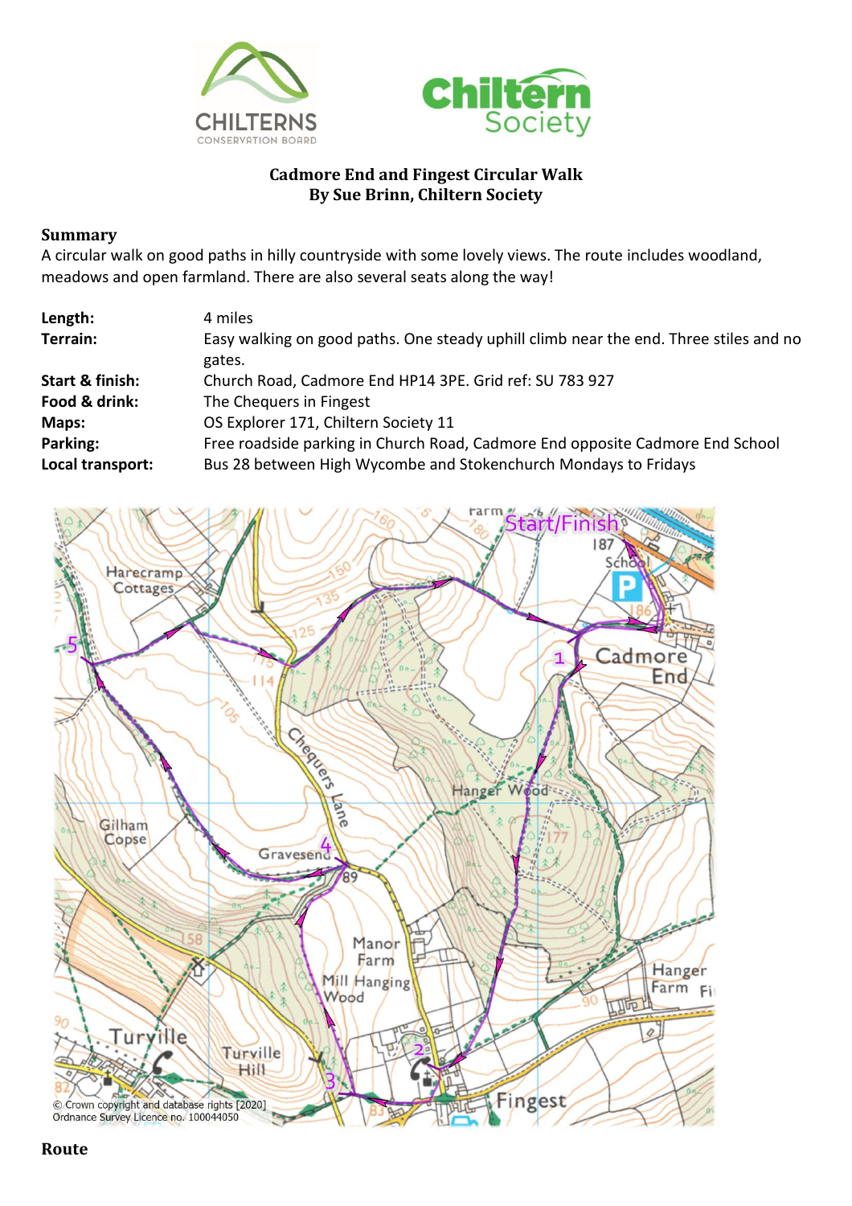**Cadmore End and Fingest Circular Walk**
**By Sue Brinn, Chiltern Society**

## Summary

A circular walk on good paths in hilly countryside with some lovely views. The route includes woodland, meadows and open farmland. There are also several seats along the way!

| | |
|---|---|
| **Length:** | 4 miles |
| **Terrain:** | Easy walking on good paths. One steady uphill climb near the end. Three stiles and no gates. |
| **Start & finish:** | Church Road, Cadmore End HP14 3PE. Grid ref: SU 783 927 |
| **Food & drink:** | The Chequers in Fingest |
| **Maps:** | OS Explorer 171, Chiltern Society 11 |
| **Parking:** | Free roadside parking in Church Road, Cadmore End opposite Cadmore End School |
| **Local transport:** | Bus 28 between High Wycombe and Stokenchurch Mondays to Fridays |

© Crown copyright and database rights [2020]
Ordnance Survey Licence no. 100044050

## Route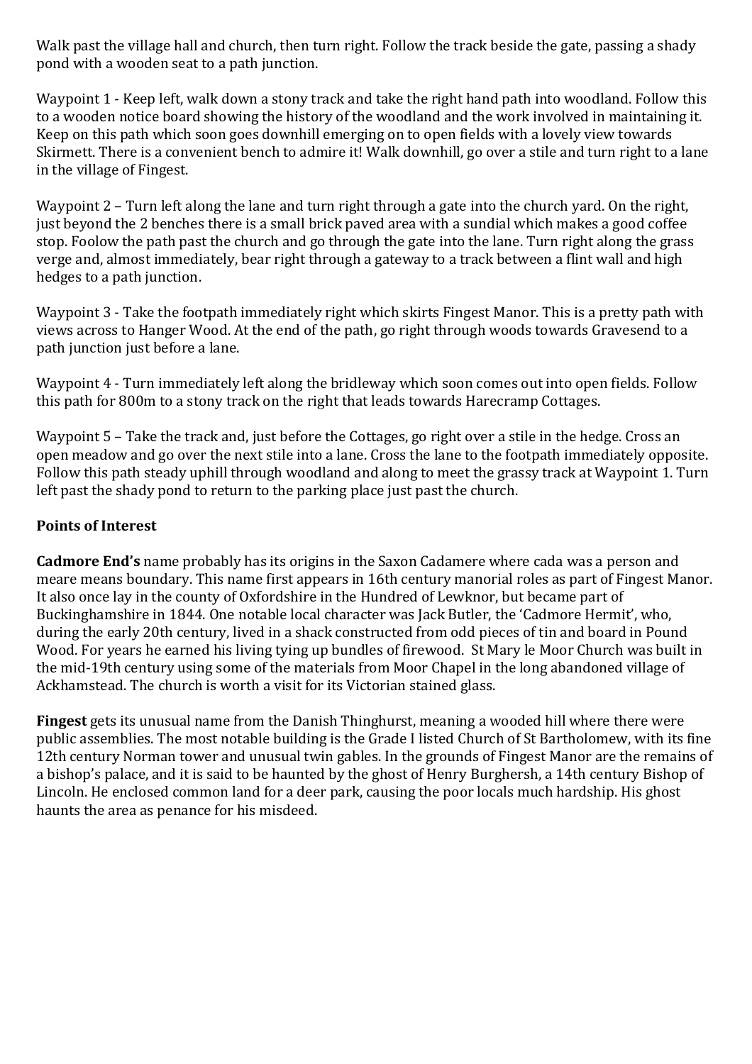Walk past the village hall and church, then turn right. Follow the track beside the gate, passing a shady pond with a wooden seat to a path junction.

Waypoint 1 - Keep left, walk down a stony track and take the right hand path into woodland. Follow this to a wooden notice board showing the history of the woodland and the work involved in maintaining it. Keep on this path which soon goes downhill emerging on to open fields with a lovely view towards Skirmett. There is a convenient bench to admire it! Walk downhill, go over a stile and turn right to a lane in the village of Fingest.

Waypoint 2 – Turn left along the lane and turn right through a gate into the church yard. On the right, just beyond the 2 benches there is a small brick paved area with a sundial which makes a good coffee stop. Foolow the path past the church and go through the gate into the lane. Turn right along the grass verge and, almost immediately, bear right through a gateway to a track between a flint wall and high hedges to a path junction.

Waypoint 3 - Take the footpath immediately right which skirts Fingest Manor. This is a pretty path with views across to Hanger Wood. At the end of the path, go right through woods towards Gravesend to a path junction just before a lane.

Waypoint 4 - Turn immediately left along the bridleway which soon comes out into open fields. Follow this path for 800m to a stony track on the right that leads towards Harecramp Cottages.

Waypoint 5 – Take the track and, just before the Cottages, go right over a stile in the hedge. Cross an open meadow and go over the next stile into a lane. Cross the lane to the footpath immediately opposite. Follow this path steady uphill through woodland and along to meet the grassy track at Waypoint 1. Turn left past the shady pond to return to the parking place just past the church.

## Points of Interest

**Cadmore End's** name probably has its origins in the Saxon Cadamere where cada was a person and meare means boundary. This name first appears in 16th century manorial roles as part of Fingest Manor. It also once lay in the county of Oxfordshire in the Hundred of Lewknor, but became part of Buckinghamshire in 1844. One notable local character was Jack Butler, the 'Cadmore Hermit', who, during the early 20th century, lived in a shack constructed from odd pieces of tin and board in Pound Wood. For years he earned his living tying up bundles of firewood. St Mary le Moor Church was built in the mid-19th century using some of the materials from Moor Chapel in the long abandoned village of Ackhamstead. The church is worth a visit for its Victorian stained glass.

**Fingest** gets its unusual name from the Danish Thinghurst, meaning a wooded hill where there were public assemblies. The most notable building is the Grade I listed Church of St Bartholomew, with its fine 12th century Norman tower and unusual twin gables. In the grounds of Fingest Manor are the remains of a bishop's palace, and it is said to be haunted by the ghost of Henry Burghersh, a 14th century Bishop of Lincoln. He enclosed common land for a deer park, causing the poor locals much hardship. His ghost haunts the area as penance for his misdeed.